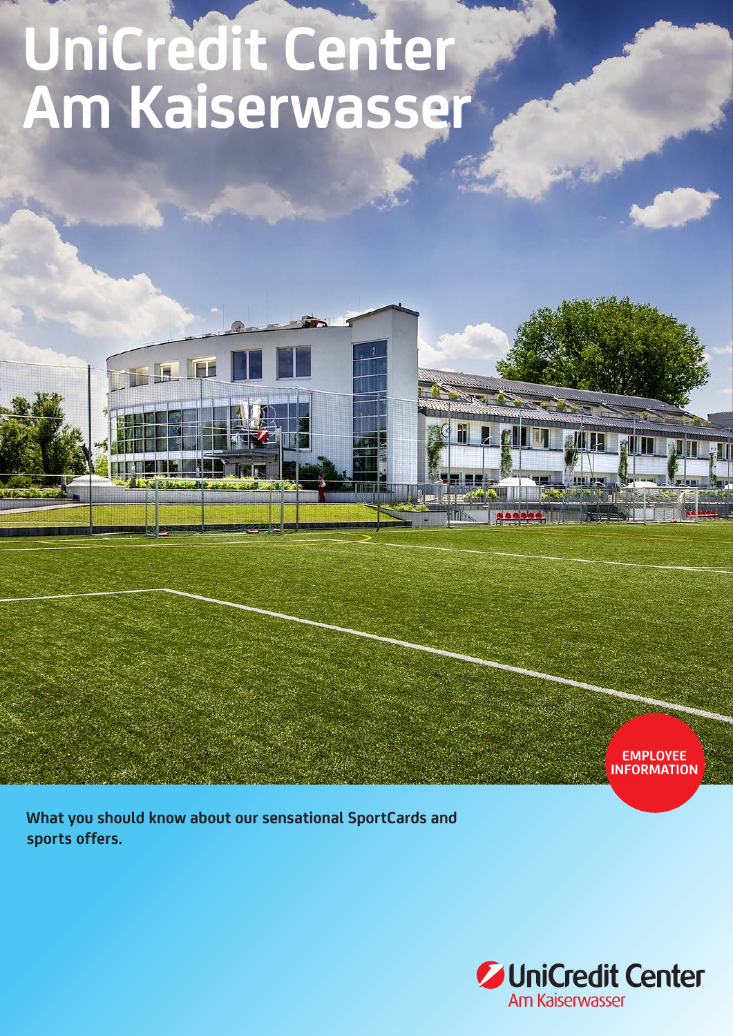# UniCredit Center Am Kaiserwasser

EMPLOYEE INFORMATION

**What you should know about our sensational SportCards and sports offers.**

UniCredit Center
Am Kaiserwasser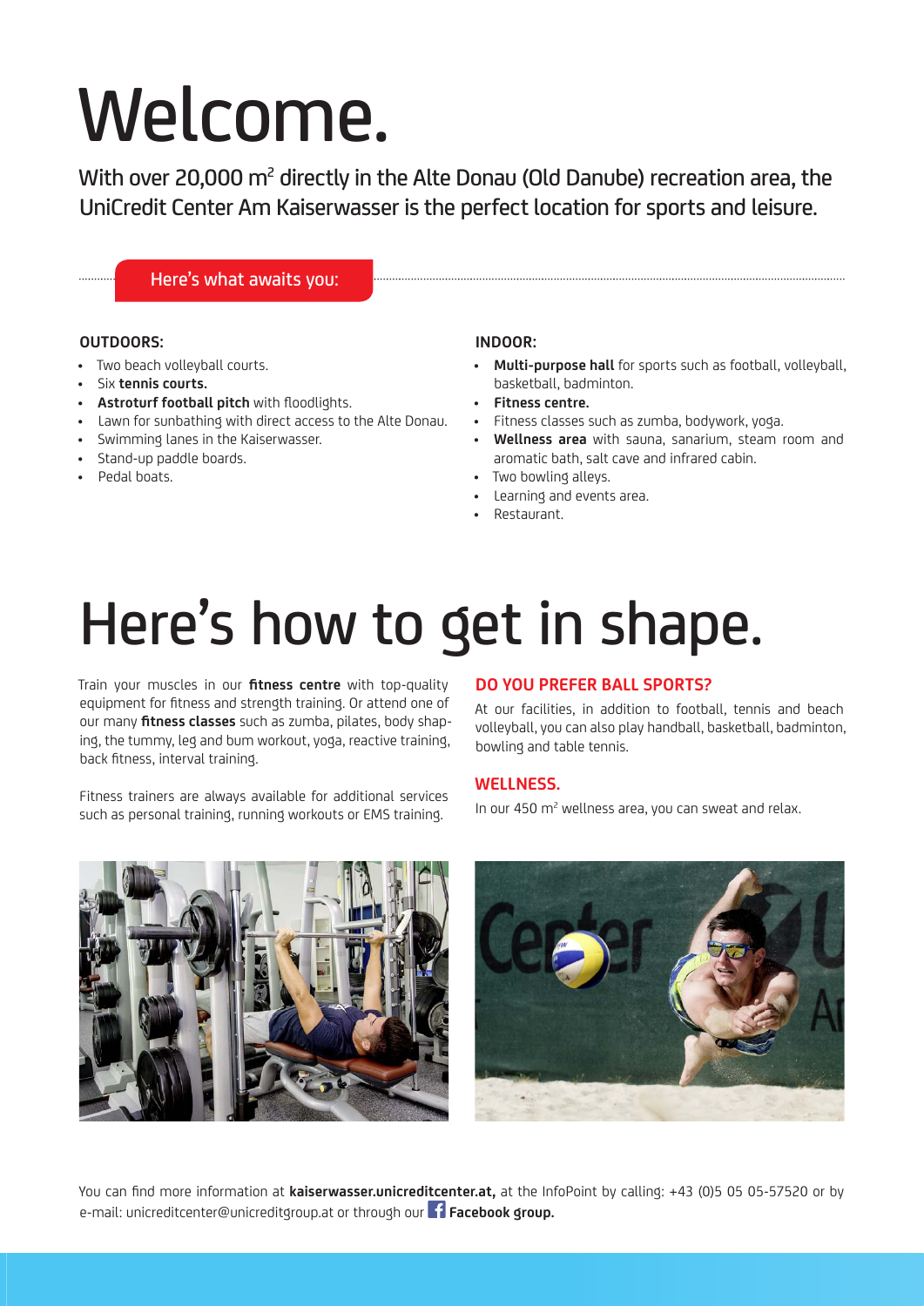# Welcome.

With over 20,000 m$^2$ directly in the Alte Donau (Old Danube) recreation area, the UniCredit Center Am Kaiserwasser is the perfect location for sports and leisure.

Here's what awaits you:

**OUTDOORS:**

- Two beach volleyball courts.
- Six **tennis courts.**
- **Astroturf football pitch** with floodlights.
- Lawn for sunbathing with direct access to the Alte Donau.
- Swimming lanes in the Kaiserwasser.
- Stand-up paddle boards.
- Pedal boats.

**INDOOR:**

- **Multi-purpose hall** for sports such as football, volleyball, basketball, badminton.
- **Fitness centre.**
- Fitness classes such as zumba, bodywork, yoga.
- **Wellness area** with sauna, sanarium, steam room and aromatic bath, salt cave and infrared cabin.
- Two bowling alleys.
- Learning and events area.
- Restaurant.

# Here's how to get in shape.

Train your muscles in our **fitness centre** with top-quality equipment for fitness and strength training. Or attend one of our many **fitness classes** such as zumba, pilates, body shaping, the tummy, leg and bum workout, yoga, reactive training, back fitness, interval training.

Fitness trainers are always available for additional services such as personal training, running workouts or EMS training.

## DO YOU PREFER BALL SPORTS?

At our facilities, in addition to football, tennis and beach volleyball, you can also play handball, basketball, badminton, bowling and table tennis.

## WELLNESS.

In our 450 m$^2$ wellness area, you can sweat and relax.

You can find more information at **kaiserwasser.unicreditcenter.at,** at the InfoPoint by calling: +43 (0)5 05 05-57520 or by e-mail: unicreditcenter@unicreditgroup.at or through our **Facebook group.**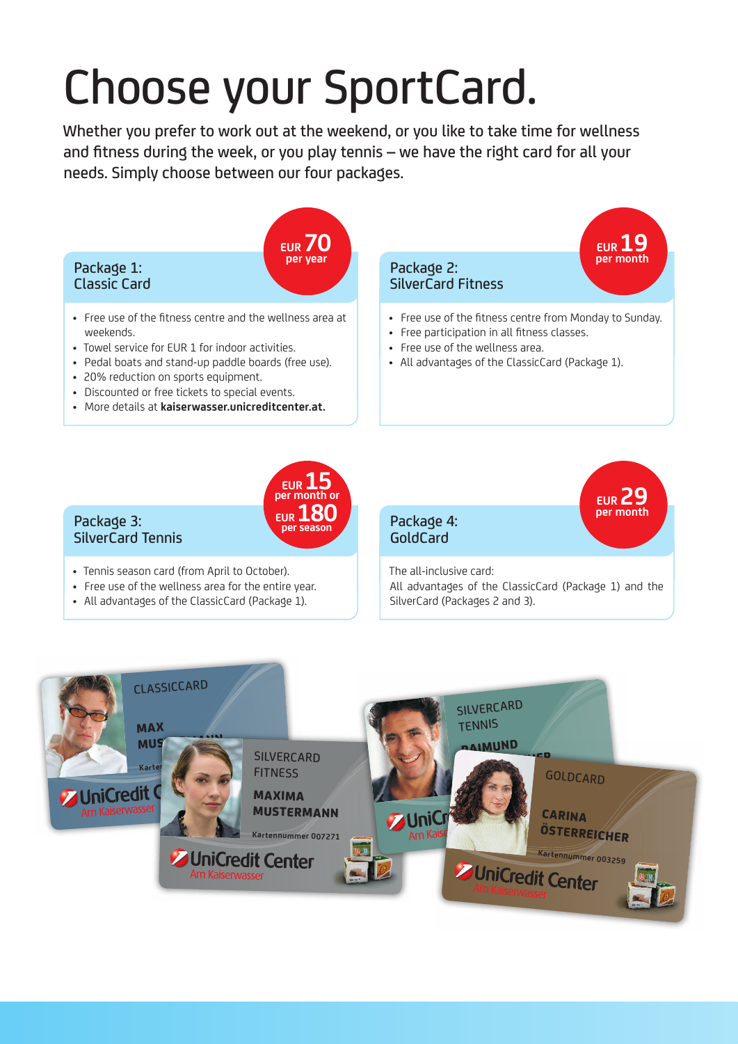# Choose your SportCard.

Whether you prefer to work out at the weekend, or you like to take time for wellness and fitness during the week, or you play tennis – we have the right card for all your needs. Simply choose between our four packages.

## Package 1: Classic Card

**EUR 70 per year**

- Free use of the fitness centre and the wellness area at weekends.
- Towel service for EUR 1 for indoor activities.
- Pedal boats and stand-up paddle boards (free use).
- 20% reduction on sports equipment.
- Discounted or free tickets to special events.
- More details at **kaiserwasser.unicreditcenter.at.**

## Package 2: SilverCard Fitness

**EUR 19 per month**

- Free use of the fitness centre from Monday to Sunday.
- Free participation in all fitness classes.
- Free use of the wellness area.
- All advantages of the ClassicCard (Package 1).

## Package 3: SilverCard Tennis

**EUR 15 per month or EUR 180 per season**

- Tennis season card (from April to October).
- Free use of the wellness area for the entire year.
- All advantages of the ClassicCard (Package 1).

## Package 4: GoldCard

**EUR 29 per month**

The all-inclusive card:
All advantages of the ClassicCard (Package 1) and the SilverCard (Packages 2 and 3).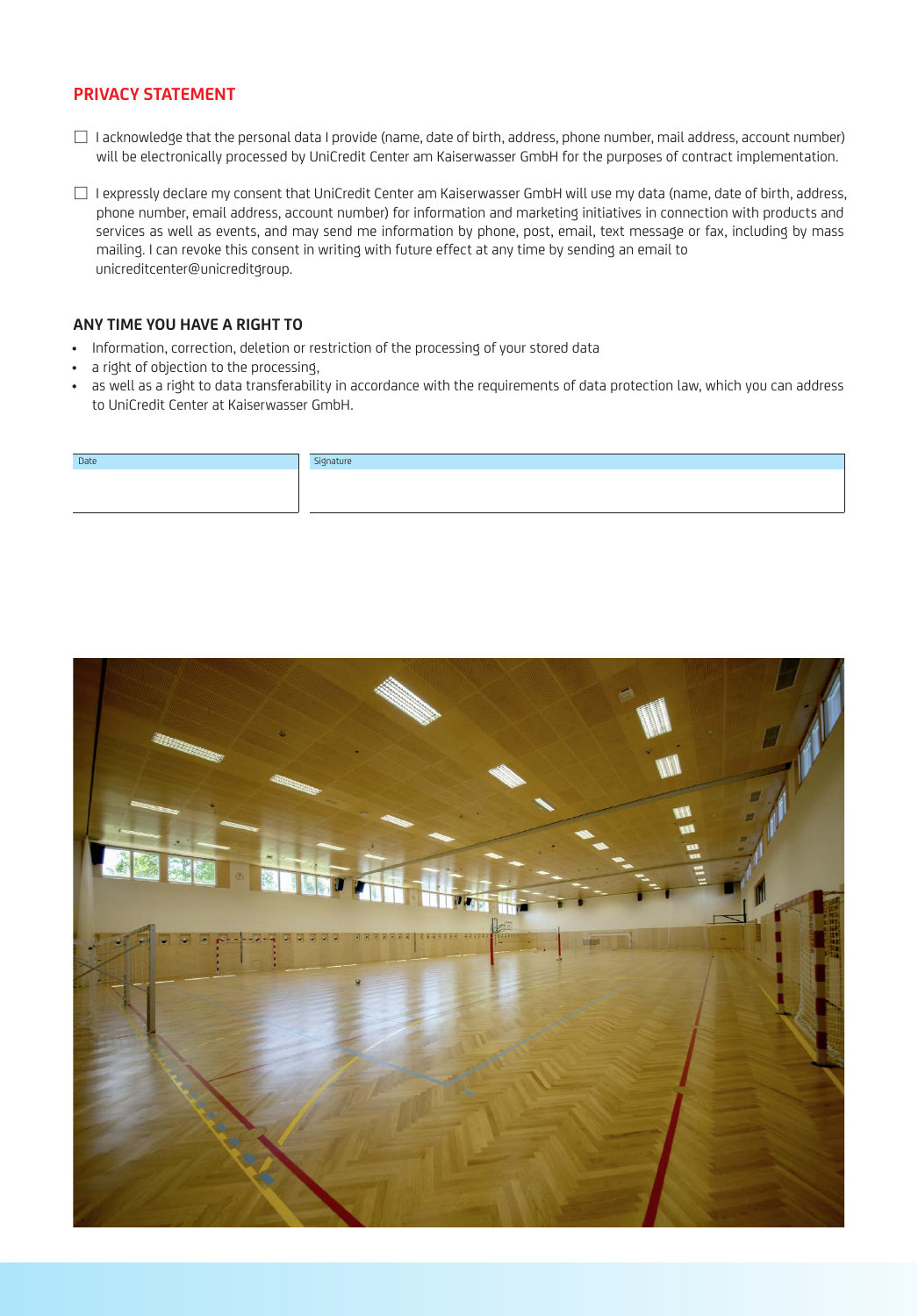## PRIVACY STATEMENT

☐ I acknowledge that the personal data I provide (name, date of birth, address, phone number, mail address, account number) will be electronically processed by UniCredit Center am Kaiserwasser GmbH for the purposes of contract implementation.

☐ I expressly declare my consent that UniCredit Center am Kaiserwasser GmbH will use my data (name, date of birth, address, phone number, email address, account number) for information and marketing initiatives in connection with products and services as well as events, and may send me information by phone, post, email, text message or fax, including by mass mailing. I can revoke this consent in writing with future effect at any time by sending an email to unicreditcenter@unicreditgroup.

### ANY TIME YOU HAVE A RIGHT TO

- Information, correction, deletion or restriction of the processing of your stored data
- a right of objection to the processing,
- as well as a right to data transferability in accordance with the requirements of data protection law, which you can address to UniCredit Center at Kaiserwasser GmbH.

| Date | Signature |
| --- | --- |
| | |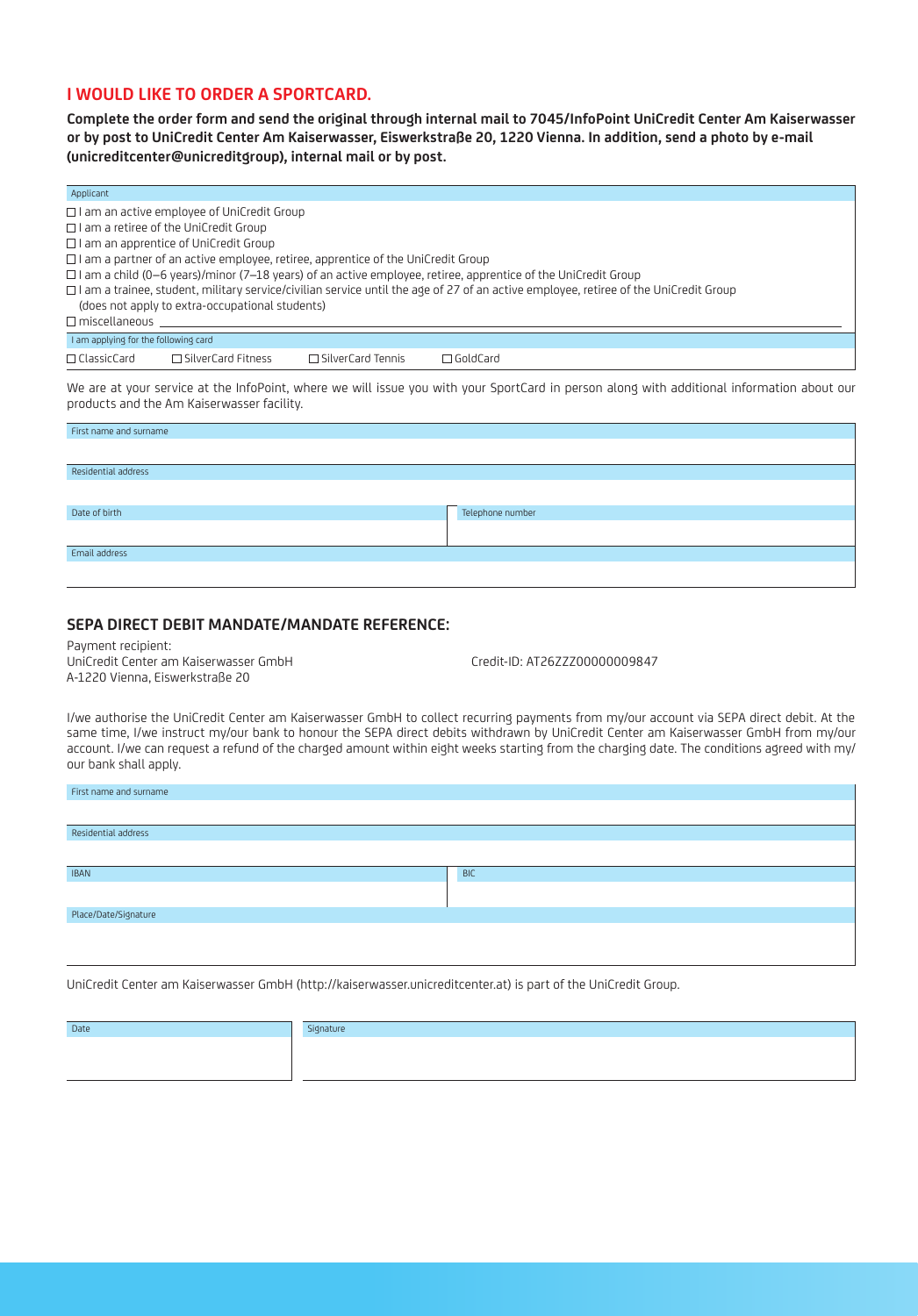## I WOULD LIKE TO ORDER A SPORTCARD.

**Complete the order form and send the original through internal mail to 7045/InfoPoint UniCredit Center Am Kaiserwasser or by post to UniCredit Center Am Kaiserwasser, Eiswerkstraße 20, 1220 Vienna. In addition, send a photo by e-mail (unicreditcenter@unicreditgroup), internal mail or by post.**

**Applicant**

- ☐ I am an active employee of UniCredit Group
- ☐ I am a retiree of the UniCredit Group
- ☐ I am an apprentice of UniCredit Group
- ☐ I am a partner of an active employee, retiree, apprentice of the UniCredit Group
- ☐ I am a child (0–6 years)/minor (7–18 years) of an active employee, retiree, apprentice of the UniCredit Group
- ☐ I am a trainee, student, military service/civilian service until the age of 27 of an active employee, retiree of the UniCredit Group (does not apply to extra-occupational students)
- ☐ miscellaneous ____________________

**I am applying for the following card**

☐ ClassicCard ☐ SilverCard Fitness ☐ SilverCard Tennis ☐ GoldCard

We are at your service at the InfoPoint, where we will issue you with your SportCard in person along with additional information about our products and the Am Kaiserwasser facility.

| First name and surname | |
|---|---|
| | |
| **Residential address** | |
| | |
| **Date of birth** | **Telephone number** |
| | |
| **Email address** | |
| | |

### SEPA DIRECT DEBIT MANDATE/MANDATE REFERENCE:

Payment recipient:
UniCredit Center am Kaiserwasser GmbH
A-1220 Vienna, Eiswerkstraße 20

Credit-ID: AT26ZZZ00000009847

I/we authorise the UniCredit Center am Kaiserwasser GmbH to collect recurring payments from my/our account via SEPA direct debit. At the same time, I/we instruct my/our bank to honour the SEPA direct debits withdrawn by UniCredit Center am Kaiserwasser GmbH from my/our account. I/we can request a refund of the charged amount within eight weeks starting from the charging date. The conditions agreed with my/our bank shall apply.

| First name and surname | |
|---|---|
| | |
| **Residential address** | |
| | |
| **IBAN** | **BIC** |
| | |
| **Place/Date/Signature** | |
| | |

UniCredit Center am Kaiserwasser GmbH (http://kaiserwasser.unicreditcenter.at) is part of the UniCredit Group.

| Date | Signature |
|---|---|
| | |